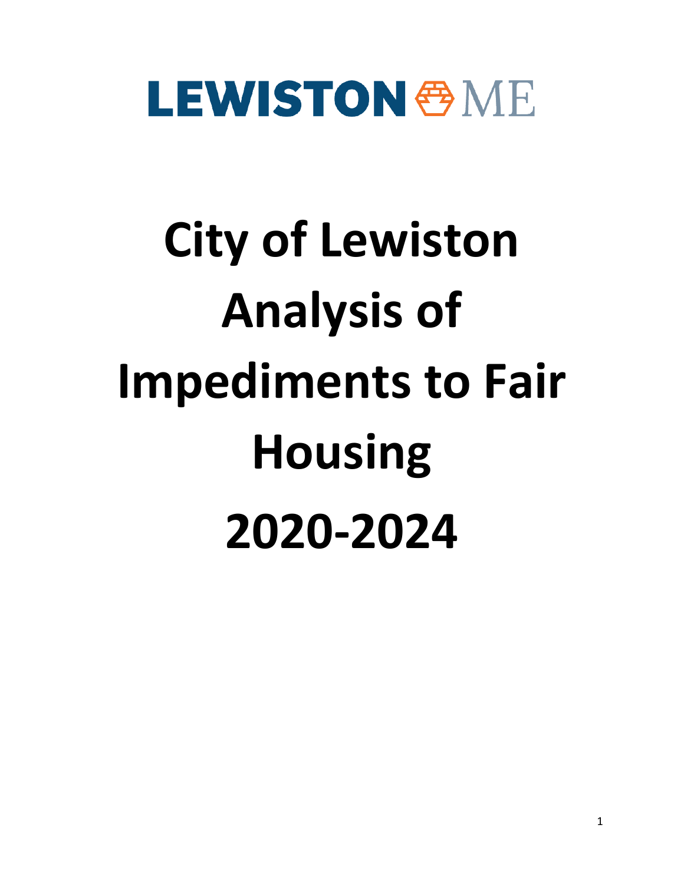LEWISTON ME

# City of Lewiston Analysis of Impediments to Fair Housing 2020-2024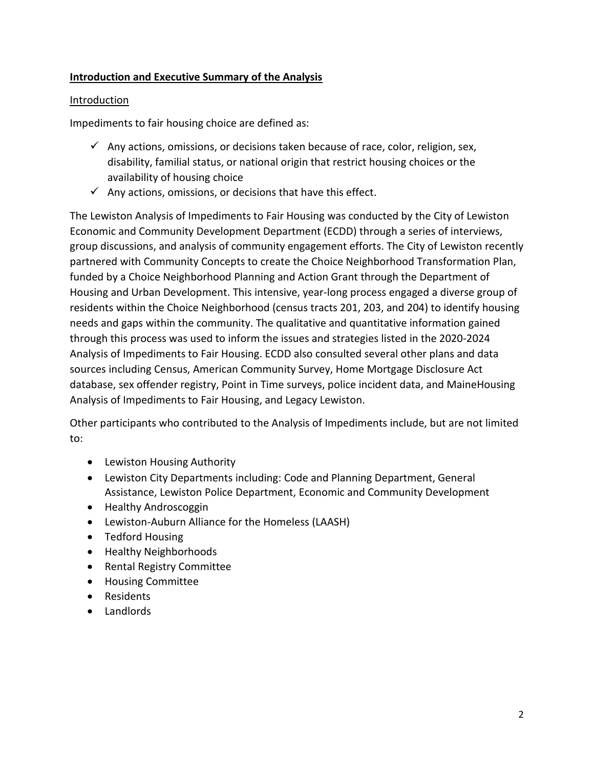## **Introduction and Executive Summary of the Analysis**

### Introduction

Impediments to fair housing choice are defined as:

- ✓ Any actions, omissions, or decisions taken because of race, color, religion, sex, disability, familial status, or national origin that restrict housing choices or the availability of housing choice
- ✓ Any actions, omissions, or decisions that have this effect.

The Lewiston Analysis of Impediments to Fair Housing was conducted by the City of Lewiston Economic and Community Development Department (ECDD) through a series of interviews, group discussions, and analysis of community engagement efforts. The City of Lewiston recently partnered with Community Concepts to create the Choice Neighborhood Transformation Plan, funded by a Choice Neighborhood Planning and Action Grant through the Department of Housing and Urban Development. This intensive, year-long process engaged a diverse group of residents within the Choice Neighborhood (census tracts 201, 203, and 204) to identify housing needs and gaps within the community. The qualitative and quantitative information gained through this process was used to inform the issues and strategies listed in the 2020-2024 Analysis of Impediments to Fair Housing. ECDD also consulted several other plans and data sources including Census, American Community Survey, Home Mortgage Disclosure Act database, sex offender registry, Point in Time surveys, police incident data, and MaineHousing Analysis of Impediments to Fair Housing, and Legacy Lewiston.

Other participants who contributed to the Analysis of Impediments include, but are not limited to:

- Lewiston Housing Authority
- Lewiston City Departments including: Code and Planning Department, General Assistance, Lewiston Police Department, Economic and Community Development
- Healthy Androscoggin
- Lewiston-Auburn Alliance for the Homeless (LAASH)
- Tedford Housing
- Healthy Neighborhoods
- Rental Registry Committee
- Housing Committee
- Residents
- Landlords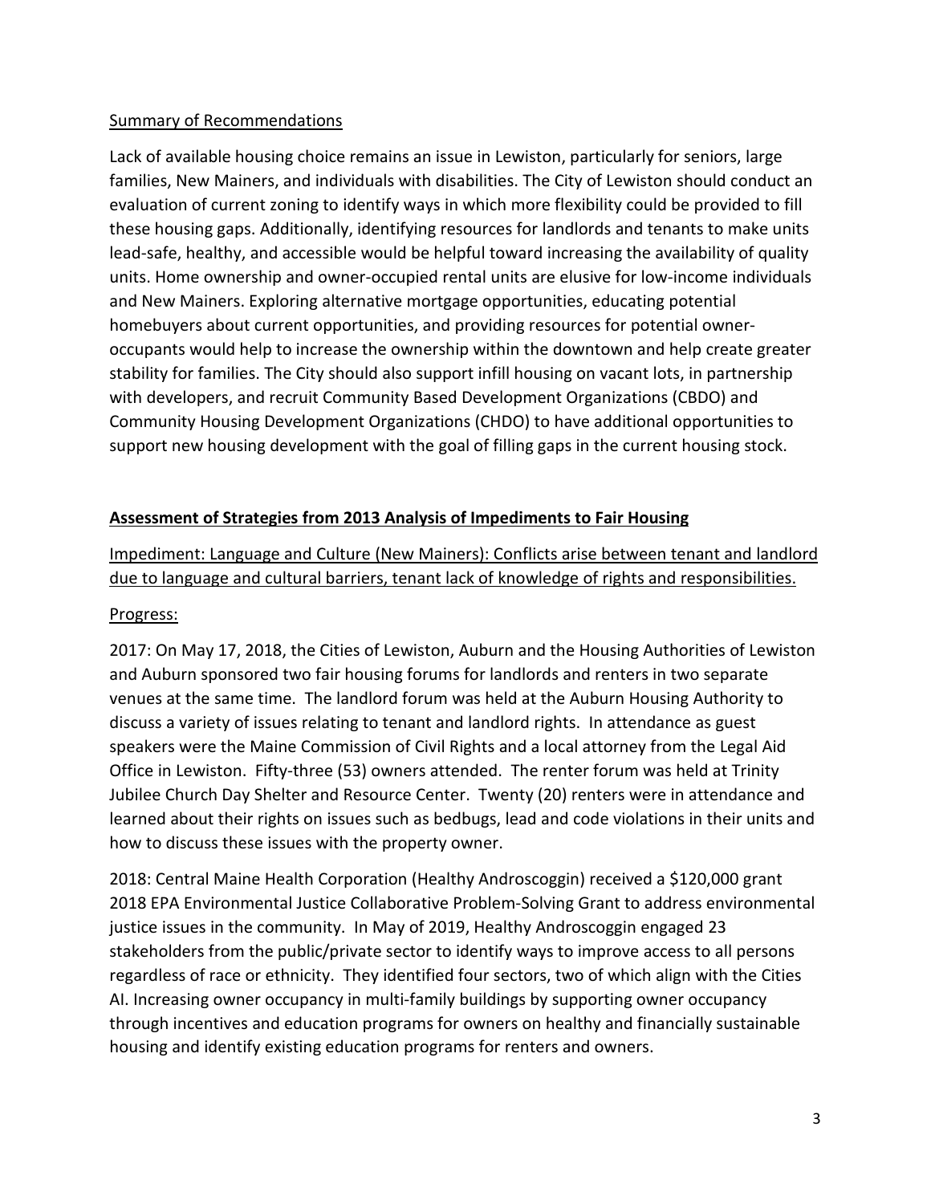Summary of Recommendations

Lack of available housing choice remains an issue in Lewiston, particularly for seniors, large families, New Mainers, and individuals with disabilities. The City of Lewiston should conduct an evaluation of current zoning to identify ways in which more flexibility could be provided to fill these housing gaps. Additionally, identifying resources for landlords and tenants to make units lead-safe, healthy, and accessible would be helpful toward increasing the availability of quality units. Home ownership and owner-occupied rental units are elusive for low-income individuals and New Mainers. Exploring alternative mortgage opportunities, educating potential homebuyers about current opportunities, and providing resources for potential owner-occupants would help to increase the ownership within the downtown and help create greater stability for families. The City should also support infill housing on vacant lots, in partnership with developers, and recruit Community Based Development Organizations (CBDO) and Community Housing Development Organizations (CHDO) to have additional opportunities to support new housing development with the goal of filling gaps in the current housing stock.

## Assessment of Strategies from 2013 Analysis of Impediments to Fair Housing

Impediment: Language and Culture (New Mainers): Conflicts arise between tenant and landlord due to language and cultural barriers, tenant lack of knowledge of rights and responsibilities.

Progress:

2017: On May 17, 2018, the Cities of Lewiston, Auburn and the Housing Authorities of Lewiston and Auburn sponsored two fair housing forums for landlords and renters in two separate venues at the same time. The landlord forum was held at the Auburn Housing Authority to discuss a variety of issues relating to tenant and landlord rights. In attendance as guest speakers were the Maine Commission of Civil Rights and a local attorney from the Legal Aid Office in Lewiston. Fifty-three (53) owners attended. The renter forum was held at Trinity Jubilee Church Day Shelter and Resource Center. Twenty (20) renters were in attendance and learned about their rights on issues such as bedbugs, lead and code violations in their units and how to discuss these issues with the property owner.

2018: Central Maine Health Corporation (Healthy Androscoggin) received a $120,000 grant 2018 EPA Environmental Justice Collaborative Problem-Solving Grant to address environmental justice issues in the community. In May of 2019, Healthy Androscoggin engaged 23 stakeholders from the public/private sector to identify ways to improve access to all persons regardless of race or ethnicity. They identified four sectors, two of which align with the Cities AI. Increasing owner occupancy in multi-family buildings by supporting owner occupancy through incentives and education programs for owners on healthy and financially sustainable housing and identify existing education programs for renters and owners.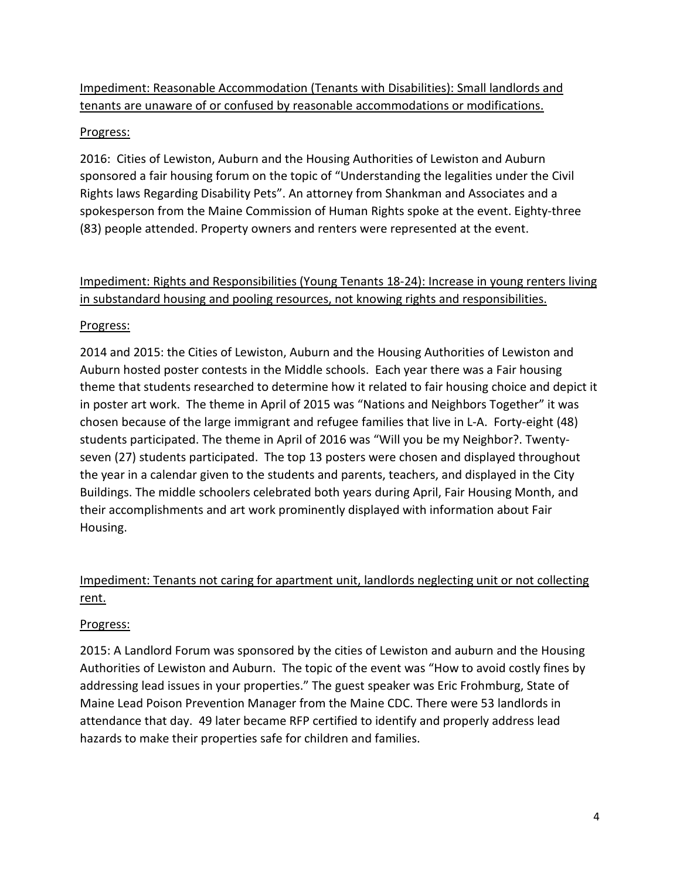Impediment: Reasonable Accommodation (Tenants with Disabilities): Small landlords and tenants are unaware of or confused by reasonable accommodations or modifications.

Progress:

2016: Cities of Lewiston, Auburn and the Housing Authorities of Lewiston and Auburn sponsored a fair housing forum on the topic of "Understanding the legalities under the Civil Rights laws Regarding Disability Pets". An attorney from Shankman and Associates and a spokesperson from the Maine Commission of Human Rights spoke at the event. Eighty-three (83) people attended. Property owners and renters were represented at the event.

Impediment: Rights and Responsibilities (Young Tenants 18-24): Increase in young renters living in substandard housing and pooling resources, not knowing rights and responsibilities.

Progress:

2014 and 2015: the Cities of Lewiston, Auburn and the Housing Authorities of Lewiston and Auburn hosted poster contests in the Middle schools. Each year there was a Fair housing theme that students researched to determine how it related to fair housing choice and depict it in poster art work. The theme in April of 2015 was "Nations and Neighbors Together" it was chosen because of the large immigrant and refugee families that live in L-A. Forty-eight (48) students participated. The theme in April of 2016 was "Will you be my Neighbor?. Twenty-seven (27) students participated. The top 13 posters were chosen and displayed throughout the year in a calendar given to the students and parents, teachers, and displayed in the City Buildings. The middle schoolers celebrated both years during April, Fair Housing Month, and their accomplishments and art work prominently displayed with information about Fair Housing.

Impediment: Tenants not caring for apartment unit, landlords neglecting unit or not collecting rent.

Progress:

2015: A Landlord Forum was sponsored by the cities of Lewiston and auburn and the Housing Authorities of Lewiston and Auburn. The topic of the event was "How to avoid costly fines by addressing lead issues in your properties." The guest speaker was Eric Frohmburg, State of Maine Lead Poison Prevention Manager from the Maine CDC. There were 53 landlords in attendance that day. 49 later became RFP certified to identify and properly address lead hazards to make their properties safe for children and families.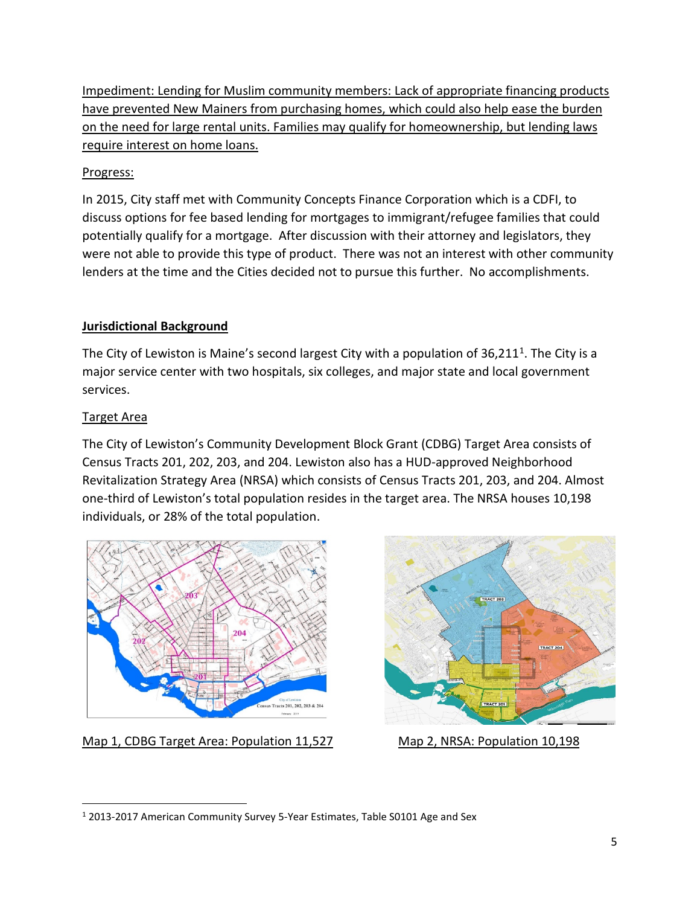Impediment: Lending for Muslim community members: Lack of appropriate financing products have prevented New Mainers from purchasing homes, which could also help ease the burden on the need for large rental units. Families may qualify for homeownership, but lending laws require interest on home loans.

Progress:

In 2015, City staff met with Community Concepts Finance Corporation which is a CDFI, to discuss options for fee based lending for mortgages to immigrant/refugee families that could potentially qualify for a mortgage. After discussion with their attorney and legislators, they were not able to provide this type of product. There was not an interest with other community lenders at the time and the Cities decided not to pursue this further. No accomplishments.

## Jurisdictional Background

The City of Lewiston is Maine's second largest City with a population of 36,211[1]. The City is a major service center with two hospitals, six colleges, and major state and local government services.

### Target Area

The City of Lewiston's Community Development Block Grant (CDBG) Target Area consists of Census Tracts 201, 202, 203, and 204. Lewiston also has a HUD-approved Neighborhood Revitalization Strategy Area (NRSA) which consists of Census Tracts 201, 203, and 204. Almost one-third of Lewiston's total population resides in the target area. The NRSA houses 10,198 individuals, or 28% of the total population.

Map 1, CDBG Target Area: Population 11,527

Map 2, NRSA: Population 10,198

---

[1] 2013-2017 American Community Survey 5-Year Estimates, Table S0101 Age and Sex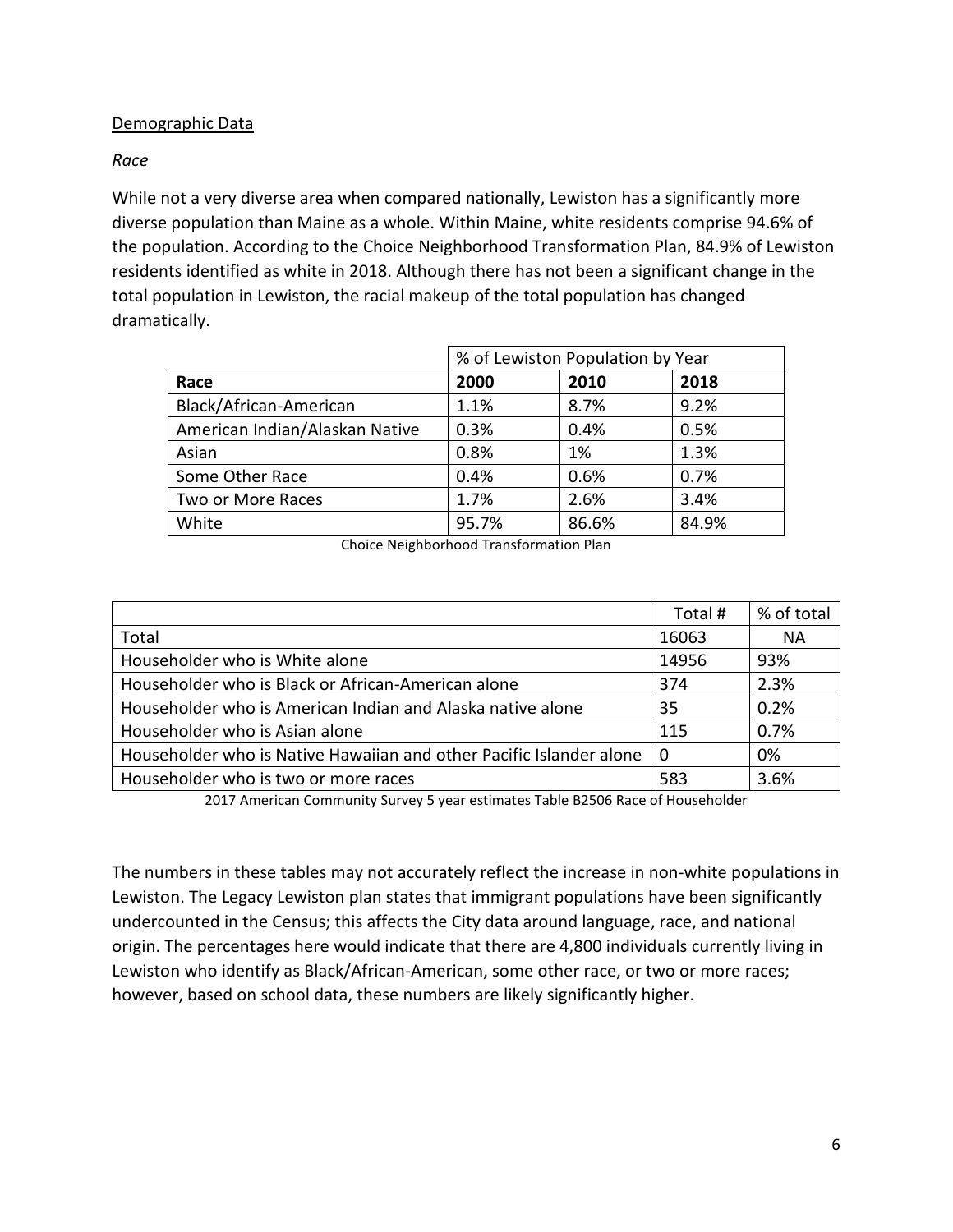Demographic Data

*Race*

While not a very diverse area when compared nationally, Lewiston has a significantly more diverse population than Maine as a whole. Within Maine, white residents comprise 94.6% of the population. According to the Choice Neighborhood Transformation Plan, 84.9% of Lewiston residents identified as white in 2018. Although there has not been a significant change in the total population in Lewiston, the racial makeup of the total population has changed dramatically.

| | % of Lewiston Population by Year | | |
|---|---|---|---|
| **Race** | **2000** | **2010** | **2018** |
| Black/African-American | 1.1% | 8.7% | 9.2% |
| American Indian/Alaskan Native | 0.3% | 0.4% | 0.5% |
| Asian | 0.8% | 1% | 1.3% |
| Some Other Race | 0.4% | 0.6% | 0.7% |
| Two or More Races | 1.7% | 2.6% | 3.4% |
| White | 95.7% | 86.6% | 84.9% |

Choice Neighborhood Transformation Plan

| | Total # | % of total |
|---|---|---|
| Total | 16063 | NA |
| Householder who is White alone | 14956 | 93% |
| Householder who is Black or African-American alone | 374 | 2.3% |
| Householder who is American Indian and Alaska native alone | 35 | 0.2% |
| Householder who is Asian alone | 115 | 0.7% |
| Householder who is Native Hawaiian and other Pacific Islander alone | 0 | 0% |
| Householder who is two or more races | 583 | 3.6% |

2017 American Community Survey 5 year estimates Table B2506 Race of Householder

The numbers in these tables may not accurately reflect the increase in non-white populations in Lewiston. The Legacy Lewiston plan states that immigrant populations have been significantly undercounted in the Census; this affects the City data around language, race, and national origin. The percentages here would indicate that there are 4,800 individuals currently living in Lewiston who identify as Black/African-American, some other race, or two or more races; however, based on school data, these numbers are likely significantly higher.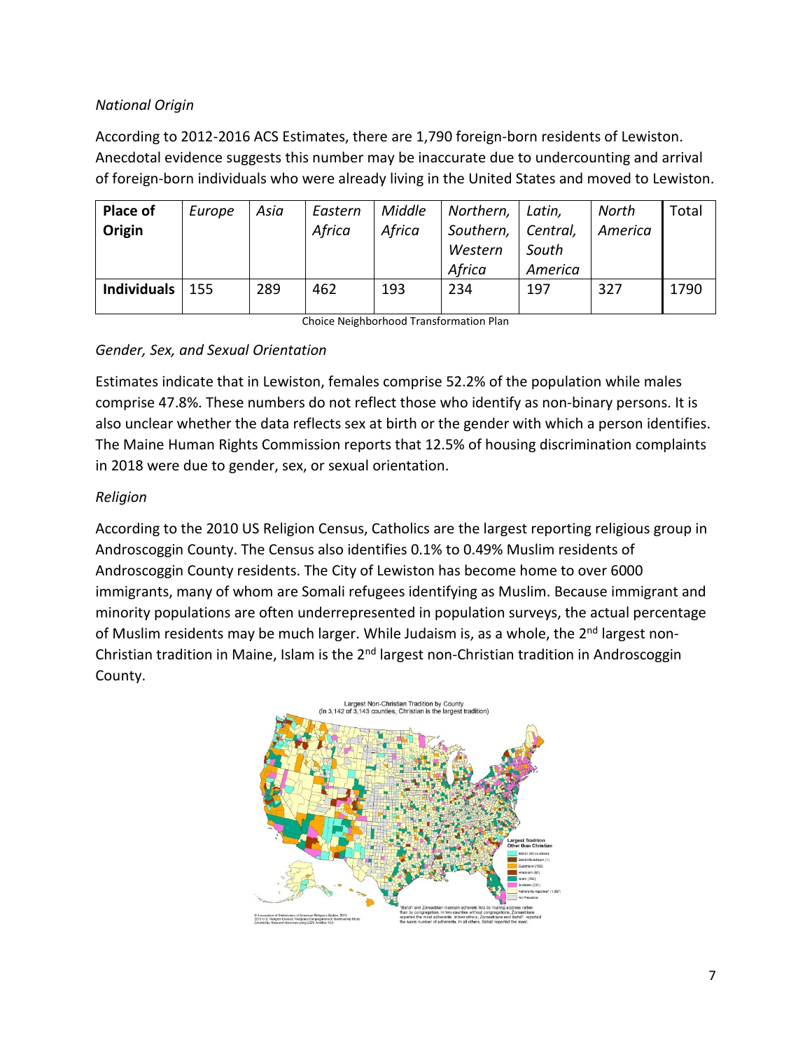*National Origin*

According to 2012-2016 ACS Estimates, there are 1,790 foreign-born residents of Lewiston. Anecdotal evidence suggests this number may be inaccurate due to undercounting and arrival of foreign-born individuals who were already living in the United States and moved to Lewiston.

| **Place of Origin** | *Europe* | *Asia* | *Eastern Africa* | *Middle Africa* | *Northern, Southern, Western Africa* | *Latin, Central, South America* | *North America* | Total |
|---|---|---|---|---|---|---|---|---|
| **Individuals** | 155 | 289 | 462 | 193 | 234 | 197 | 327 | 1790 |

Choice Neighborhood Transformation Plan

*Gender, Sex, and Sexual Orientation*

Estimates indicate that in Lewiston, females comprise 52.2% of the population while males comprise 47.8%. These numbers do not reflect those who identify as non-binary persons. It is also unclear whether the data reflects sex at birth or the gender with which a person identifies. The Maine Human Rights Commission reports that 12.5% of housing discrimination complaints in 2018 were due to gender, sex, or sexual orientation.

*Religion*

According to the 2010 US Religion Census, Catholics are the largest reporting religious group in Androscoggin County. The Census also identifies 0.1% to 0.49% Muslim residents of Androscoggin County residents. The City of Lewiston has become home to over 6000 immigrants, many of whom are Somali refugees identifying as Muslim. Because immigrant and minority populations are often underrepresented in population surveys, the actual percentage of Muslim residents may be much larger. While Judaism is, as a whole, the 2nd largest non-Christian tradition in Maine, Islam is the 2nd largest non-Christian tradition in Androscoggin County.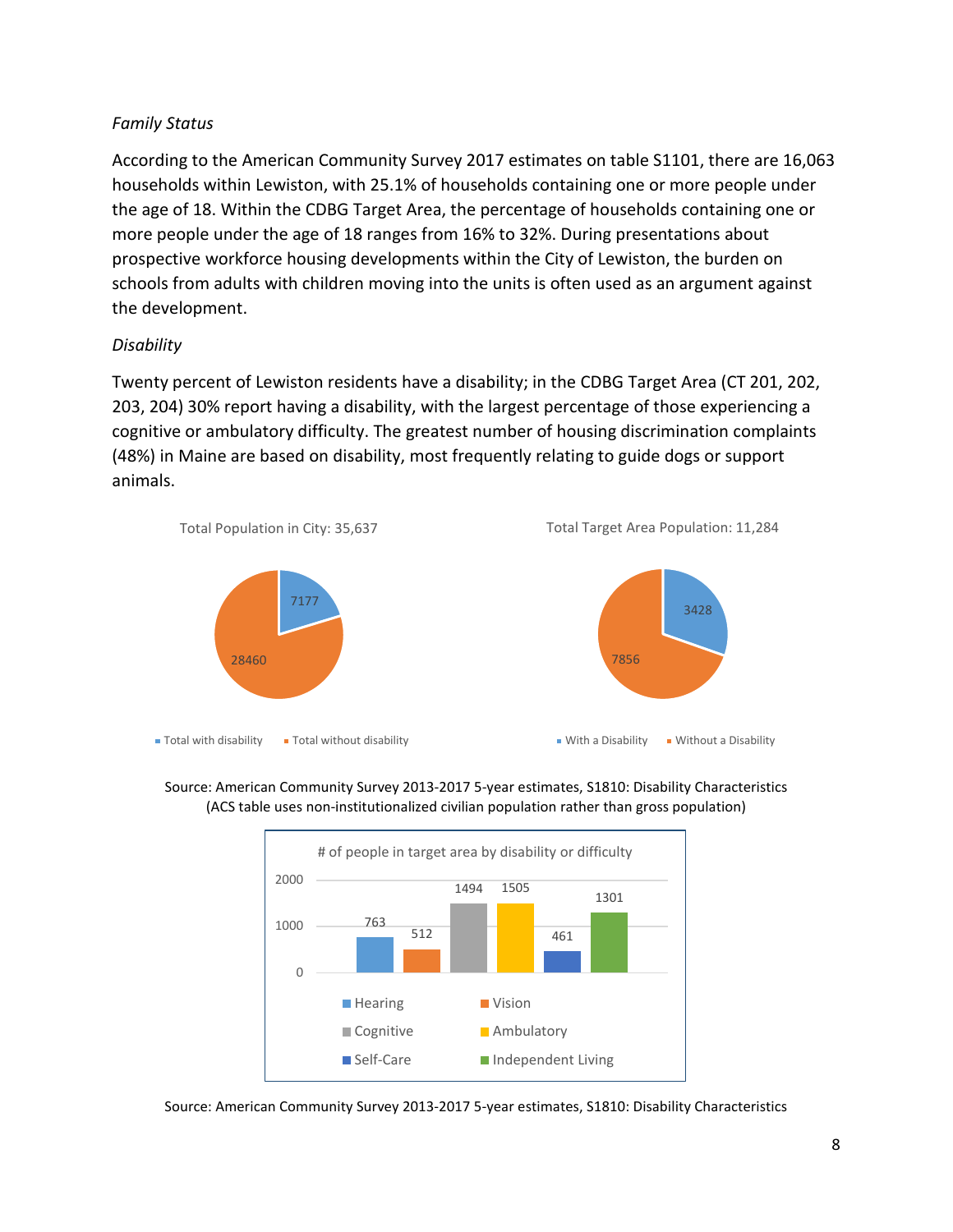*Family Status*

According to the American Community Survey 2017 estimates on table S1101, there are 16,063 households within Lewiston, with 25.1% of households containing one or more people under the age of 18. Within the CDBG Target Area, the percentage of households containing one or more people under the age of 18 ranges from 16% to 32%. During presentations about prospective workforce housing developments within the City of Lewiston, the burden on schools from adults with children moving into the units is often used as an argument against the development.

*Disability*

Twenty percent of Lewiston residents have a disability; in the CDBG Target Area (CT 201, 202, 203, 204) 30% report having a disability, with the largest percentage of those experiencing a cognitive or ambulatory difficulty. The greatest number of housing discrimination complaints (48%) in Maine are based on disability, most frequently relating to guide dogs or support animals.

Total Population in City: 35,637

| Category | Count |
|---|---|
| Total with disability | 7177 |
| Total without disability | 28460 |

Total Target Area Population: 11,284

| Category | Count |
|---|---|
| With a Disability | 3428 |
| Without a Disability | 7856 |

Source: American Community Survey 2013-2017 5-year estimates, S1810: Disability Characteristics
(ACS table uses non-institutionalized civilian population rather than gross population)

\# of people in target area by disability or difficulty

| Disability or difficulty | # of people |
|---|---|
| Hearing | 763 |
| Vision | 512 |
| Cognitive | 1494 |
| Ambulatory | 1505 |
| Self-Care | 461 |
| Independent Living | 1301 |

Source: American Community Survey 2013-2017 5-year estimates, S1810: Disability Characteristics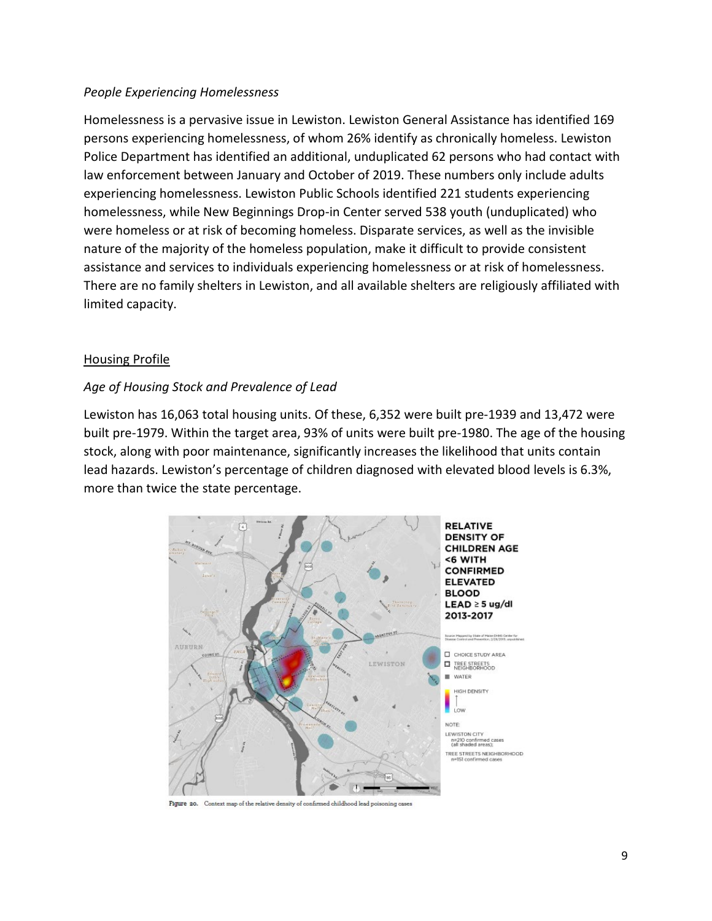*People Experiencing Homelessness*

Homelessness is a pervasive issue in Lewiston. Lewiston General Assistance has identified 169 persons experiencing homelessness, of whom 26% identify as chronically homeless. Lewiston Police Department has identified an additional, unduplicated 62 persons who had contact with law enforcement between January and October of 2019. These numbers only include adults experiencing homelessness. Lewiston Public Schools identified 221 students experiencing homelessness, while New Beginnings Drop-in Center served 538 youth (unduplicated) who were homeless or at risk of becoming homeless. Disparate services, as well as the invisible nature of the majority of the homeless population, make it difficult to provide consistent assistance and services to individuals experiencing homelessness or at risk of homelessness. There are no family shelters in Lewiston, and all available shelters are religiously affiliated with limited capacity.

## Housing Profile

*Age of Housing Stock and Prevalence of Lead*

Lewiston has 16,063 total housing units. Of these, 6,352 were built pre-1939 and 13,472 were built pre-1979. Within the target area, 93% of units were built pre-1980. The age of the housing stock, along with poor maintenance, significantly increases the likelihood that units contain lead hazards. Lewiston's percentage of children diagnosed with elevated blood levels is 6.3%, more than twice the state percentage.

Figure 20. Context map of the relative density of confirmed childhood lead poisoning cases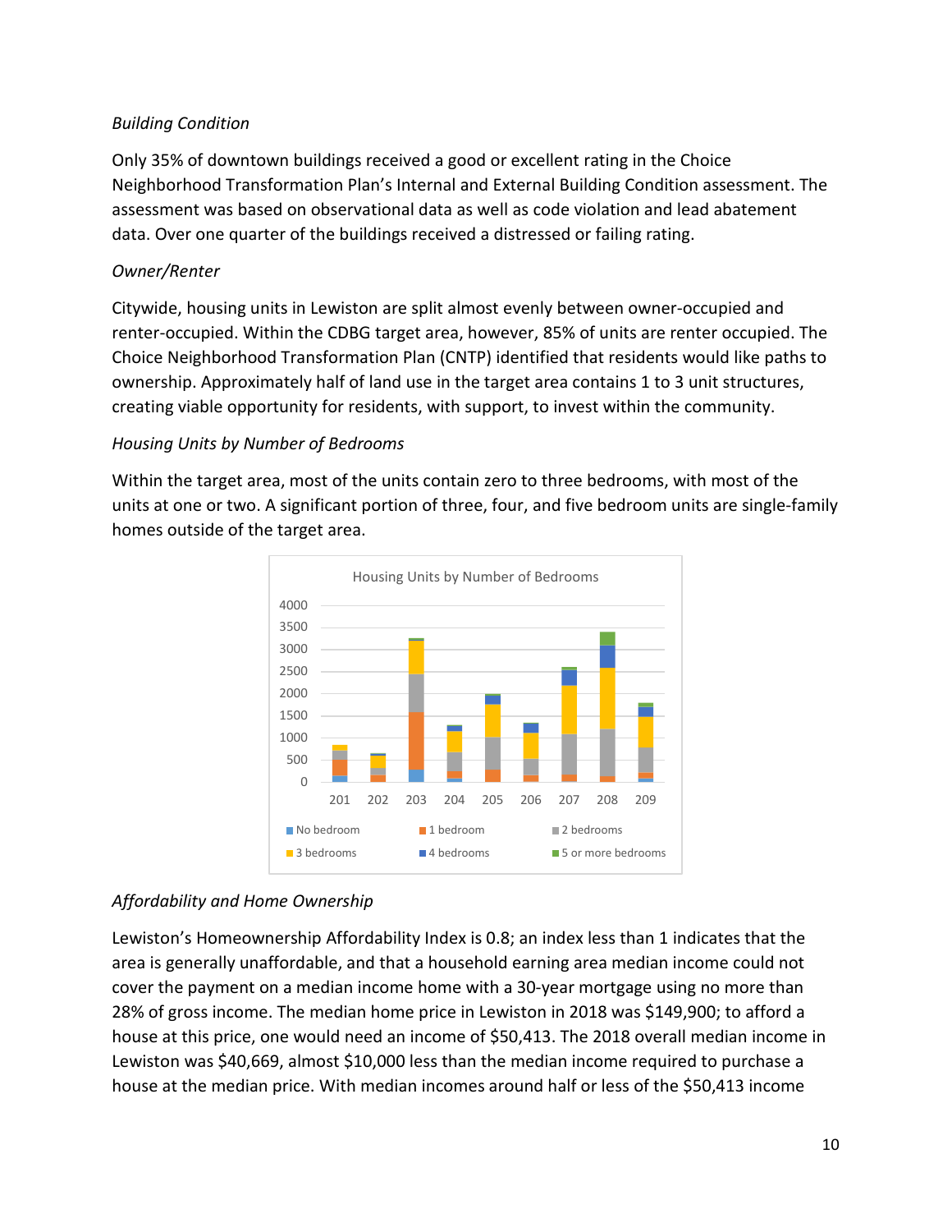*Building Condition*

Only 35% of downtown buildings received a good or excellent rating in the Choice Neighborhood Transformation Plan's Internal and External Building Condition assessment. The assessment was based on observational data as well as code violation and lead abatement data. Over one quarter of the buildings received a distressed or failing rating.

*Owner/Renter*

Citywide, housing units in Lewiston are split almost evenly between owner-occupied and renter-occupied. Within the CDBG target area, however, 85% of units are renter occupied. The Choice Neighborhood Transformation Plan (CNTP) identified that residents would like paths to ownership. Approximately half of land use in the target area contains 1 to 3 unit structures, creating viable opportunity for residents, with support, to invest within the community.

*Housing Units by Number of Bedrooms*

Within the target area, most of the units contain zero to three bedrooms, with most of the units at one or two. A significant portion of three, four, and five bedroom units are single-family homes outside of the target area.

Housing Units by Number of Bedrooms

*Affordability and Home Ownership*

Lewiston's Homeownership Affordability Index is 0.8; an index less than 1 indicates that the area is generally unaffordable, and that a household earning area median income could not cover the payment on a median income home with a 30-year mortgage using no more than 28% of gross income. The median home price in Lewiston in 2018 was $149,900; to afford a house at this price, one would need an income of $50,413. The 2018 overall median income in Lewiston was $40,669, almost $10,000 less than the median income required to purchase a house at the median price. With median incomes around half or less of the $50,413 income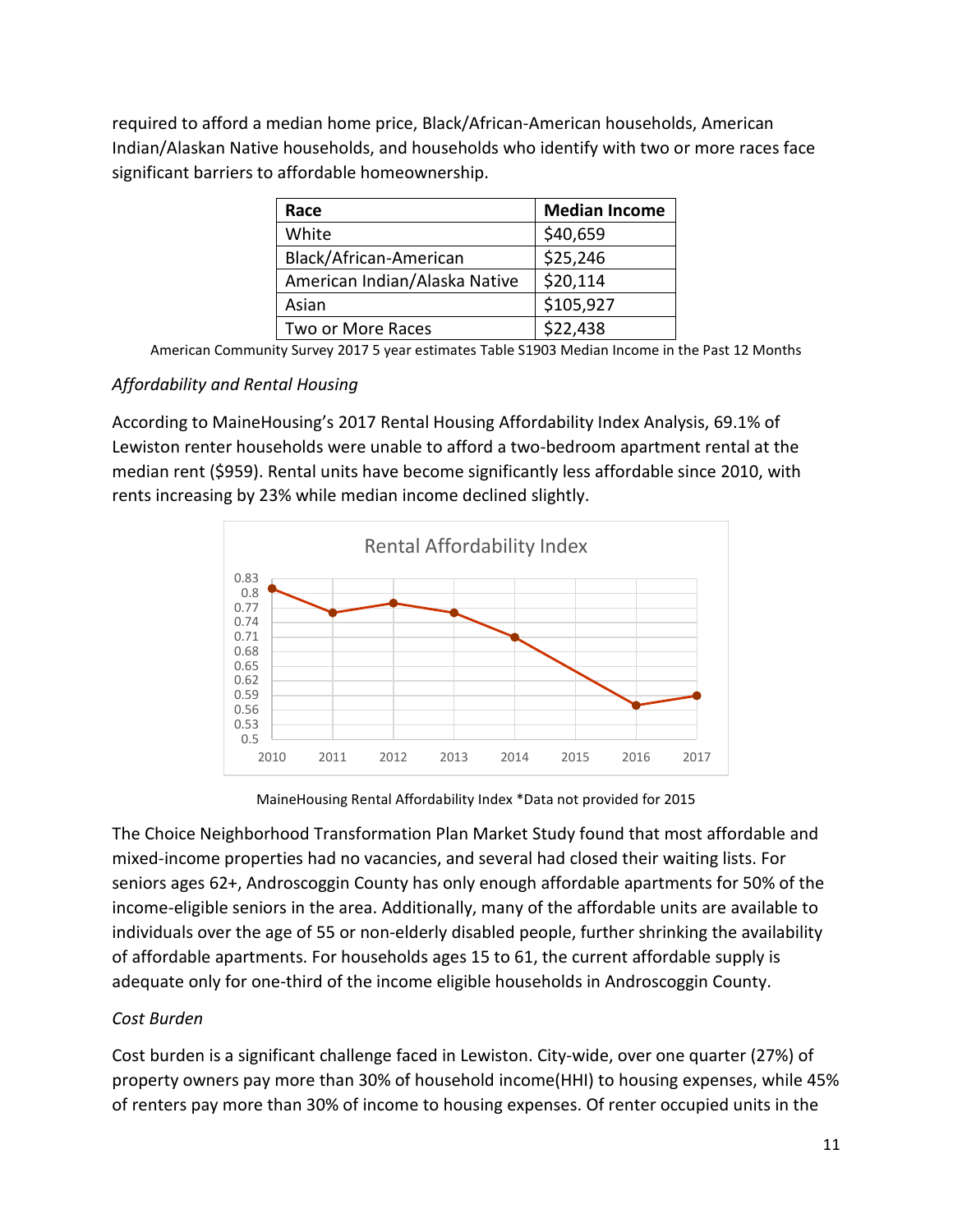required to afford a median home price, Black/African-American households, American Indian/Alaskan Native households, and households who identify with two or more races face significant barriers to affordable homeownership.

| Race | Median Income |
|---|---|
| White | $40,659 |
| Black/African-American | $25,246 |
| American Indian/Alaska Native | $20,114 |
| Asian | $105,927 |
| Two or More Races | $22,438 |

American Community Survey 2017 5 year estimates Table S1903 Median Income in the Past 12 Months

*Affordability and Rental Housing*

According to MaineHousing's 2017 Rental Housing Affordability Index Analysis, 69.1% of Lewiston renter households were unable to afford a two-bedroom apartment rental at the median rent ($959). Rental units have become significantly less affordable since 2010, with rents increasing by 23% while median income declined slightly.

MaineHousing Rental Affordability Index *Data not provided for 2015

The Choice Neighborhood Transformation Plan Market Study found that most affordable and mixed-income properties had no vacancies, and several had closed their waiting lists. For seniors ages 62+, Androscoggin County has only enough affordable apartments for 50% of the income-eligible seniors in the area. Additionally, many of the affordable units are available to individuals over the age of 55 or non-elderly disabled people, further shrinking the availability of affordable apartments. For households ages 15 to 61, the current affordable supply is adequate only for one-third of the income eligible households in Androscoggin County.

*Cost Burden*

Cost burden is a significant challenge faced in Lewiston. City-wide, over one quarter (27%) of property owners pay more than 30% of household income(HHI) to housing expenses, while 45% of renters pay more than 30% of income to housing expenses. Of renter occupied units in the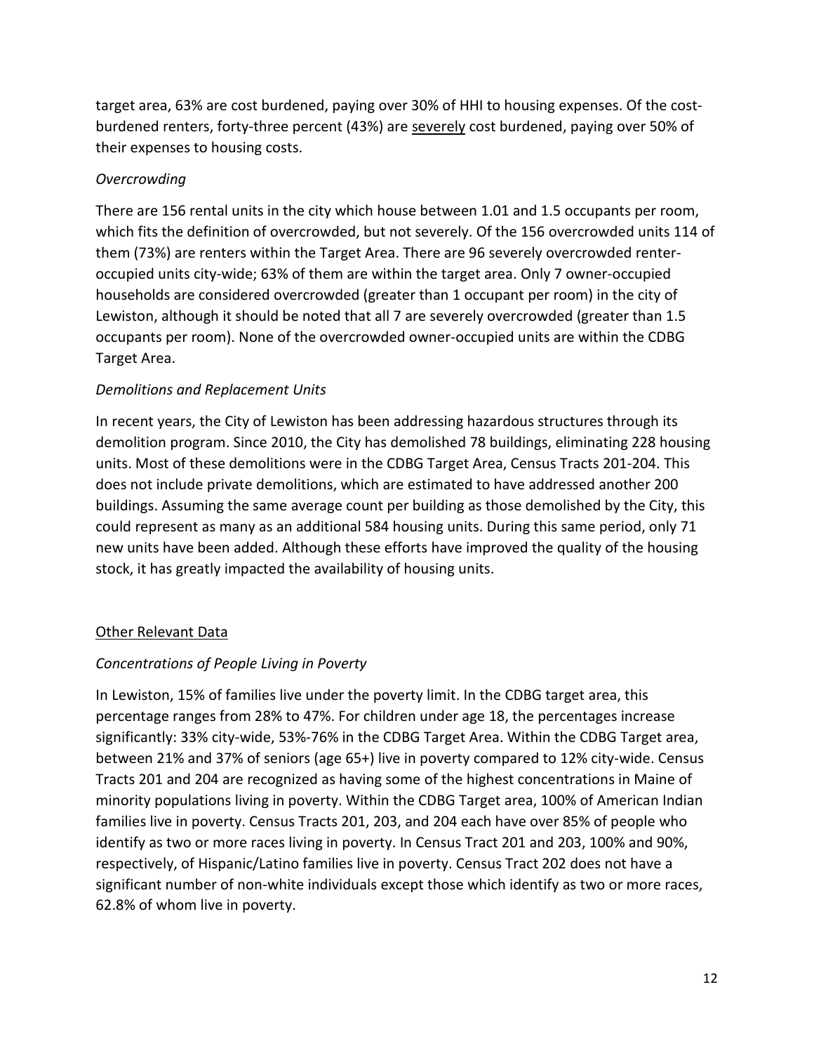target area, 63% are cost burdened, paying over 30% of HHI to housing expenses. Of the cost-burdened renters, forty-three percent (43%) are <u>severely</u> cost burdened, paying over 50% of their expenses to housing costs.

*Overcrowding*

There are 156 rental units in the city which house between 1.01 and 1.5 occupants per room, which fits the definition of overcrowded, but not severely. Of the 156 overcrowded units 114 of them (73%) are renters within the Target Area. There are 96 severely overcrowded renter-occupied units city-wide; 63% of them are within the target area. Only 7 owner-occupied households are considered overcrowded (greater than 1 occupant per room) in the city of Lewiston, although it should be noted that all 7 are severely overcrowded (greater than 1.5 occupants per room). None of the overcrowded owner-occupied units are within the CDBG Target Area.

*Demolitions and Replacement Units*

In recent years, the City of Lewiston has been addressing hazardous structures through its demolition program. Since 2010, the City has demolished 78 buildings, eliminating 228 housing units. Most of these demolitions were in the CDBG Target Area, Census Tracts 201-204. This does not include private demolitions, which are estimated to have addressed another 200 buildings. Assuming the same average count per building as those demolished by the City, this could represent as many as an additional 584 housing units. During this same period, only 71 new units have been added. Although these efforts have improved the quality of the housing stock, it has greatly impacted the availability of housing units.

<u>Other Relevant Data</u>

*Concentrations of People Living in Poverty*

In Lewiston, 15% of families live under the poverty limit. In the CDBG target area, this percentage ranges from 28% to 47%. For children under age 18, the percentages increase significantly: 33% city-wide, 53%-76% in the CDBG Target Area. Within the CDBG Target area, between 21% and 37% of seniors (age 65+) live in poverty compared to 12% city-wide. Census Tracts 201 and 204 are recognized as having some of the highest concentrations in Maine of minority populations living in poverty. Within the CDBG Target area, 100% of American Indian families live in poverty. Census Tracts 201, 203, and 204 each have over 85% of people who identify as two or more races living in poverty. In Census Tract 201 and 203, 100% and 90%, respectively, of Hispanic/Latino families live in poverty. Census Tract 202 does not have a significant number of non-white individuals except those which identify as two or more races, 62.8% of whom live in poverty.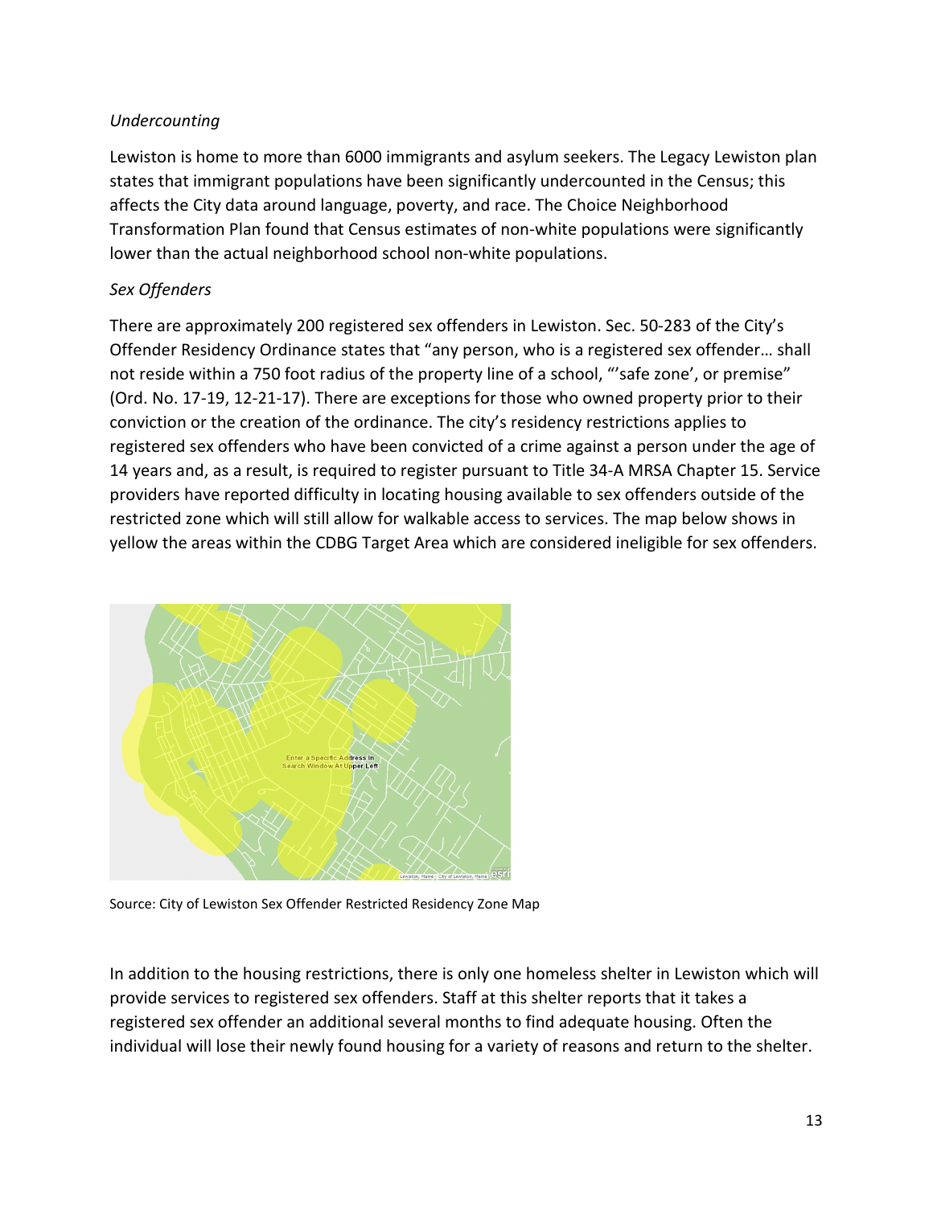*Undercounting*

Lewiston is home to more than 6000 immigrants and asylum seekers. The Legacy Lewiston plan states that immigrant populations have been significantly undercounted in the Census; this affects the City data around language, poverty, and race. The Choice Neighborhood Transformation Plan found that Census estimates of non-white populations were significantly lower than the actual neighborhood school non-white populations.

*Sex Offenders*

There are approximately 200 registered sex offenders in Lewiston. Sec. 50-283 of the City's Offender Residency Ordinance states that "any person, who is a registered sex offender… shall not reside within a 750 foot radius of the property line of a school, "'safe zone', or premise" (Ord. No. 17-19, 12-21-17). There are exceptions for those who owned property prior to their conviction or the creation of the ordinance. The city's residency restrictions applies to registered sex offenders who have been convicted of a crime against a person under the age of 14 years and, as a result, is required to register pursuant to Title 34-A MRSA Chapter 15. Service providers have reported difficulty in locating housing available to sex offenders outside of the restricted zone which will still allow for walkable access to services. The map below shows in yellow the areas within the CDBG Target Area which are considered ineligible for sex offenders.

Source: City of Lewiston Sex Offender Restricted Residency Zone Map

In addition to the housing restrictions, there is only one homeless shelter in Lewiston which will provide services to registered sex offenders. Staff at this shelter reports that it takes a registered sex offender an additional several months to find adequate housing. Often the individual will lose their newly found housing for a variety of reasons and return to the shelter.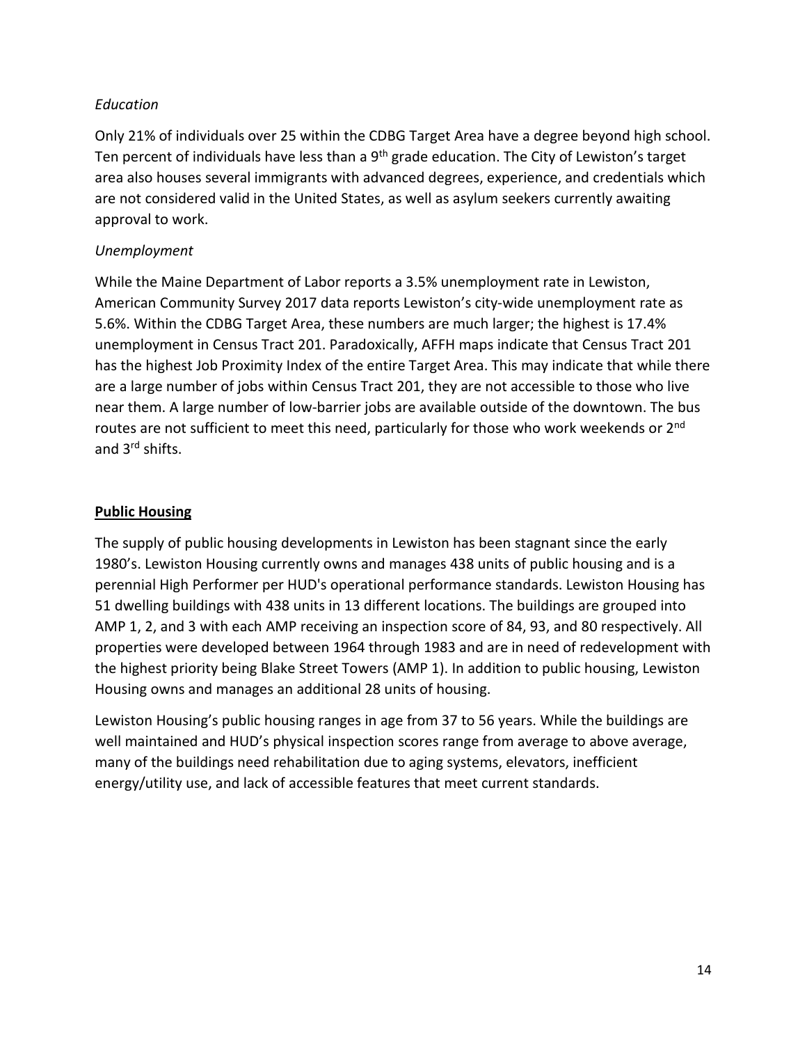*Education*

Only 21% of individuals over 25 within the CDBG Target Area have a degree beyond high school. Ten percent of individuals have less than a 9th grade education. The City of Lewiston's target area also houses several immigrants with advanced degrees, experience, and credentials which are not considered valid in the United States, as well as asylum seekers currently awaiting approval to work.

*Unemployment*

While the Maine Department of Labor reports a 3.5% unemployment rate in Lewiston, American Community Survey 2017 data reports Lewiston's city-wide unemployment rate as 5.6%. Within the CDBG Target Area, these numbers are much larger; the highest is 17.4% unemployment in Census Tract 201. Paradoxically, AFFH maps indicate that Census Tract 201 has the highest Job Proximity Index of the entire Target Area. This may indicate that while there are a large number of jobs within Census Tract 201, they are not accessible to those who live near them. A large number of low-barrier jobs are available outside of the downtown. The bus routes are not sufficient to meet this need, particularly for those who work weekends or 2nd and 3rd shifts.

## Public Housing

The supply of public housing developments in Lewiston has been stagnant since the early 1980's. Lewiston Housing currently owns and manages 438 units of public housing and is a perennial High Performer per HUD's operational performance standards. Lewiston Housing has 51 dwelling buildings with 438 units in 13 different locations. The buildings are grouped into AMP 1, 2, and 3 with each AMP receiving an inspection score of 84, 93, and 80 respectively. All properties were developed between 1964 through 1983 and are in need of redevelopment with the highest priority being Blake Street Towers (AMP 1). In addition to public housing, Lewiston Housing owns and manages an additional 28 units of housing.

Lewiston Housing's public housing ranges in age from 37 to 56 years. While the buildings are well maintained and HUD's physical inspection scores range from average to above average, many of the buildings need rehabilitation due to aging systems, elevators, inefficient energy/utility use, and lack of accessible features that meet current standards.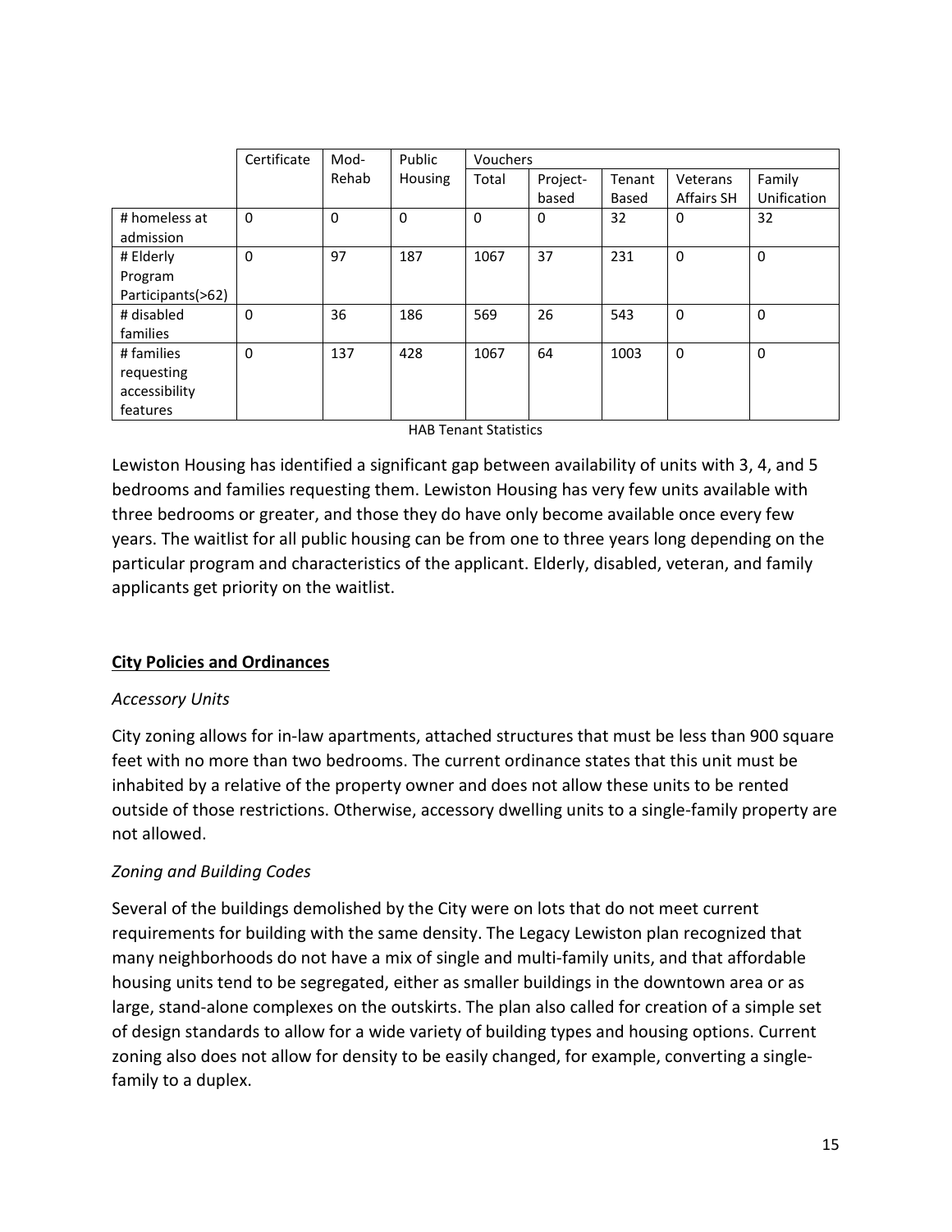| | Certificate | Mod-Rehab | Public Housing | Vouchers | | | | |
|---|---|---|---|---|---|---|---|---|
| | | | | Total | Project-based | Tenant Based | Veterans Affairs SH | Family Unification |
| # homeless at admission | 0 | 0 | 0 | 0 | 0 | 32 | 0 | 32 |
| # Elderly Program Participants(>62) | 0 | 97 | 187 | 1067 | 37 | 231 | 0 | 0 |
| # disabled families | 0 | 36 | 186 | 569 | 26 | 543 | 0 | 0 |
| # families requesting accessibility features | 0 | 137 | 428 | 1067 | 64 | 1003 | 0 | 0 |

HAB Tenant Statistics

Lewiston Housing has identified a significant gap between availability of units with 3, 4, and 5 bedrooms and families requesting them. Lewiston Housing has very few units available with three bedrooms or greater, and those they do have only become available once every few years. The waitlist for all public housing can be from one to three years long depending on the particular program and characteristics of the applicant. Elderly, disabled, veteran, and family applicants get priority on the waitlist.

## City Policies and Ordinances

### *Accessory Units*

City zoning allows for in-law apartments, attached structures that must be less than 900 square feet with no more than two bedrooms. The current ordinance states that this unit must be inhabited by a relative of the property owner and does not allow these units to be rented outside of those restrictions. Otherwise, accessory dwelling units to a single-family property are not allowed.

### *Zoning and Building Codes*

Several of the buildings demolished by the City were on lots that do not meet current requirements for building with the same density. The Legacy Lewiston plan recognized that many neighborhoods do not have a mix of single and multi-family units, and that affordable housing units tend to be segregated, either as smaller buildings in the downtown area or as large, stand-alone complexes on the outskirts. The plan also called for creation of a simple set of design standards to allow for a wide variety of building types and housing options. Current zoning also does not allow for density to be easily changed, for example, converting a single-family to a duplex.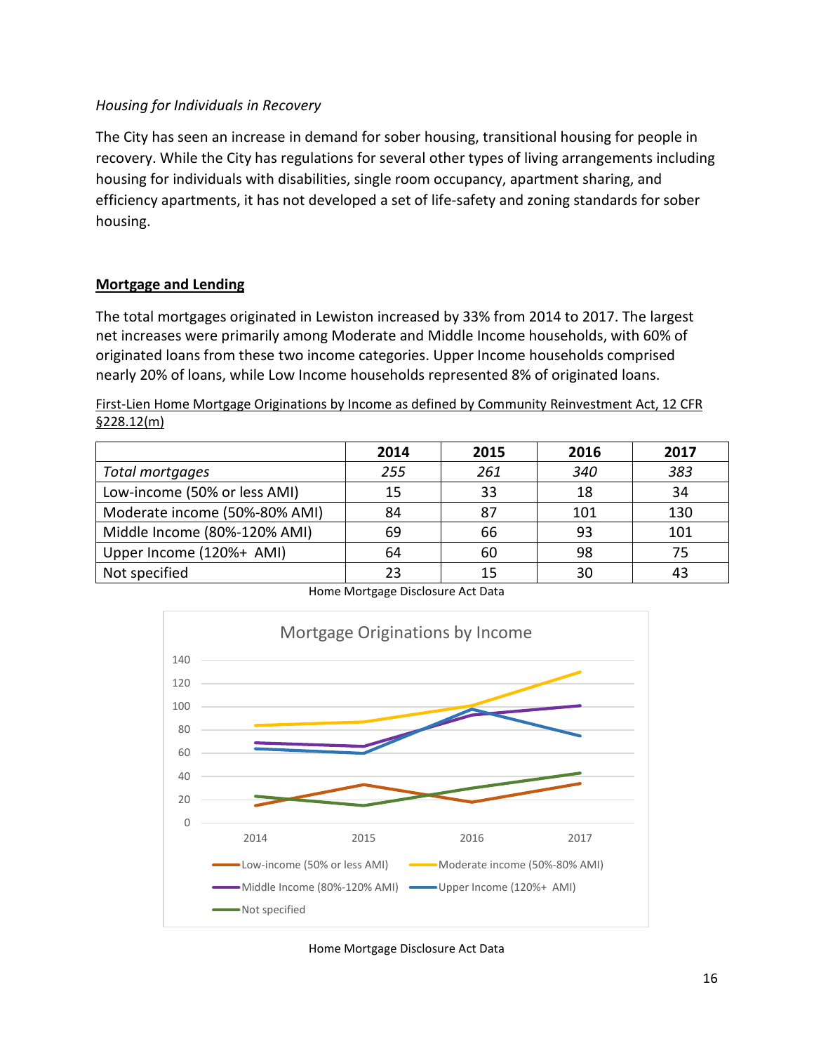*Housing for Individuals in Recovery*

The City has seen an increase in demand for sober housing, transitional housing for people in recovery. While the City has regulations for several other types of living arrangements including housing for individuals with disabilities, single room occupancy, apartment sharing, and efficiency apartments, it has not developed a set of life-safety and zoning standards for sober housing.

## Mortgage and Lending

The total mortgages originated in Lewiston increased by 33% from 2014 to 2017. The largest net increases were primarily among Moderate and Middle Income households, with 60% of originated loans from these two income categories. Upper Income households comprised nearly 20% of loans, while Low Income households represented 8% of originated loans.

First-Lien Home Mortgage Originations by Income as defined by Community Reinvestment Act, 12 CFR §228.12(m)

| | 2014 | 2015 | 2016 | 2017 |
|---|---|---|---|---|
| *Total mortgages* | *255* | *261* | *340* | *383* |
| Low-income (50% or less AMI) | 15 | 33 | 18 | 34 |
| Moderate income (50%-80% AMI) | 84 | 87 | 101 | 130 |
| Middle Income (80%-120% AMI) | 69 | 66 | 93 | 101 |
| Upper Income (120%+ AMI) | 64 | 60 | 98 | 75 |
| Not specified | 23 | 15 | 30 | 43 |

Home Mortgage Disclosure Act Data

Mortgage Originations by Income

Home Mortgage Disclosure Act Data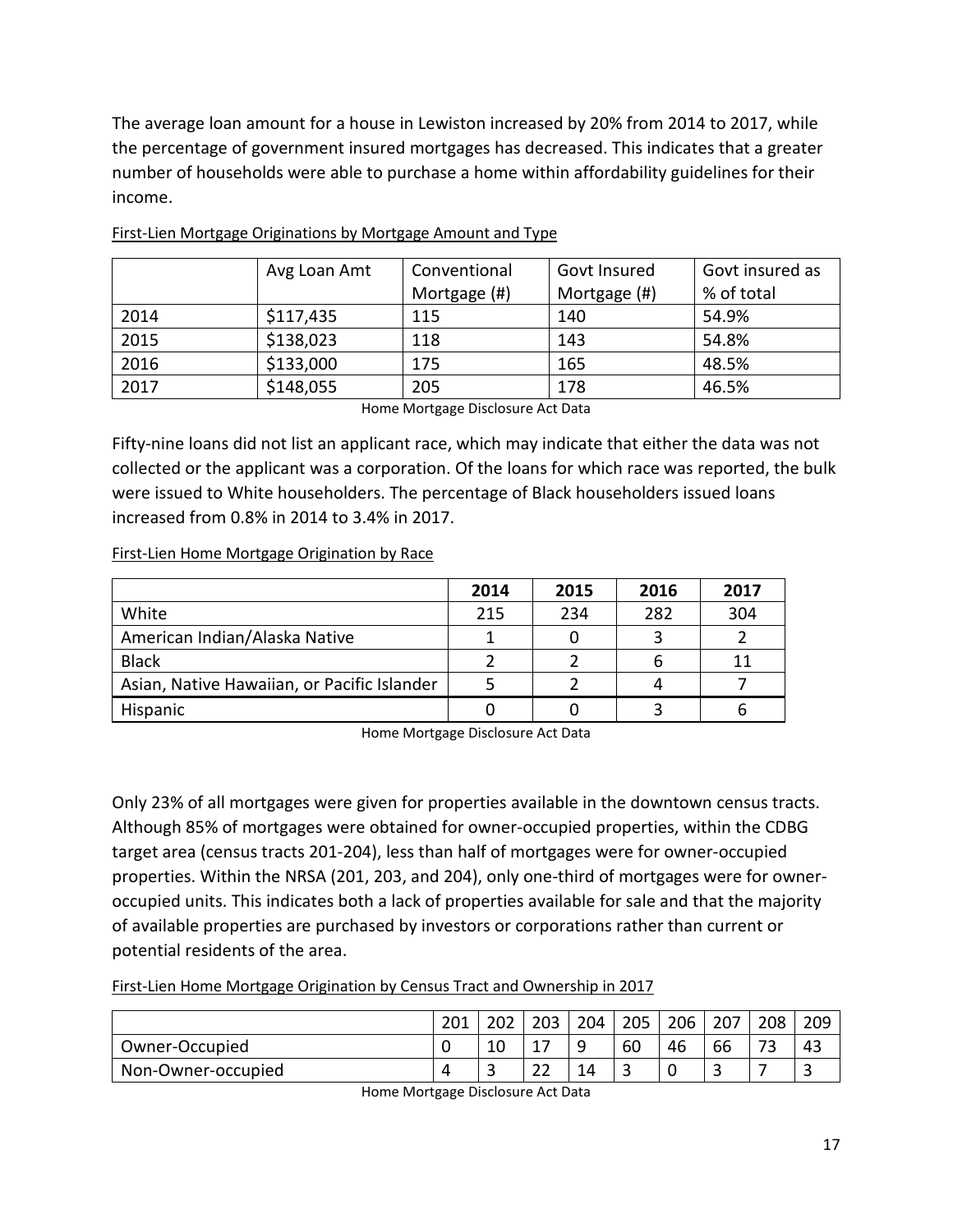The average loan amount for a house in Lewiston increased by 20% from 2014 to 2017, while the percentage of government insured mortgages has decreased. This indicates that a greater number of households were able to purchase a home within affordability guidelines for their income.

First-Lien Mortgage Originations by Mortgage Amount and Type

| | Avg Loan Amt | Conventional Mortgage (#) | Govt Insured Mortgage (#) | Govt insured as % of total |
|---|---|---|---|---|
| 2014 | \$117,435 | 115 | 140 | 54.9% |
| 2015 | \$138,023 | 118 | 143 | 54.8% |
| 2016 | \$133,000 | 175 | 165 | 48.5% |
| 2017 | \$148,055 | 205 | 178 | 46.5% |

Home Mortgage Disclosure Act Data

Fifty-nine loans did not list an applicant race, which may indicate that either the data was not collected or the applicant was a corporation. Of the loans for which race was reported, the bulk were issued to White householders. The percentage of Black householders issued loans increased from 0.8% in 2014 to 3.4% in 2017.

First-Lien Home Mortgage Origination by Race

| | **2014** | **2015** | **2016** | **2017** |
|---|---|---|---|---|
| White | 215 | 234 | 282 | 304 |
| American Indian/Alaska Native | 1 | 0 | 3 | 2 |
| Black | 2 | 2 | 6 | 11 |
| Asian, Native Hawaiian, or Pacific Islander | 5 | 2 | 4 | 7 |
| Hispanic | 0 | 0 | 3 | 6 |

Home Mortgage Disclosure Act Data

Only 23% of all mortgages were given for properties available in the downtown census tracts. Although 85% of mortgages were obtained for owner-occupied properties, within the CDBG target area (census tracts 201-204), less than half of mortgages were for owner-occupied properties. Within the NRSA (201, 203, and 204), only one-third of mortgages were for owner-occupied units. This indicates both a lack of properties available for sale and that the majority of available properties are purchased by investors or corporations rather than current or potential residents of the area.

First-Lien Home Mortgage Origination by Census Tract and Ownership in 2017

| | 201 | 202 | 203 | 204 | 205 | 206 | 207 | 208 | 209 |
|---|---|---|---|---|---|---|---|---|---|
| Owner-Occupied | 0 | 10 | 17 | 9 | 60 | 46 | 66 | 73 | 43 |
| Non-Owner-occupied | 4 | 3 | 22 | 14 | 3 | 0 | 3 | 7 | 3 |

Home Mortgage Disclosure Act Data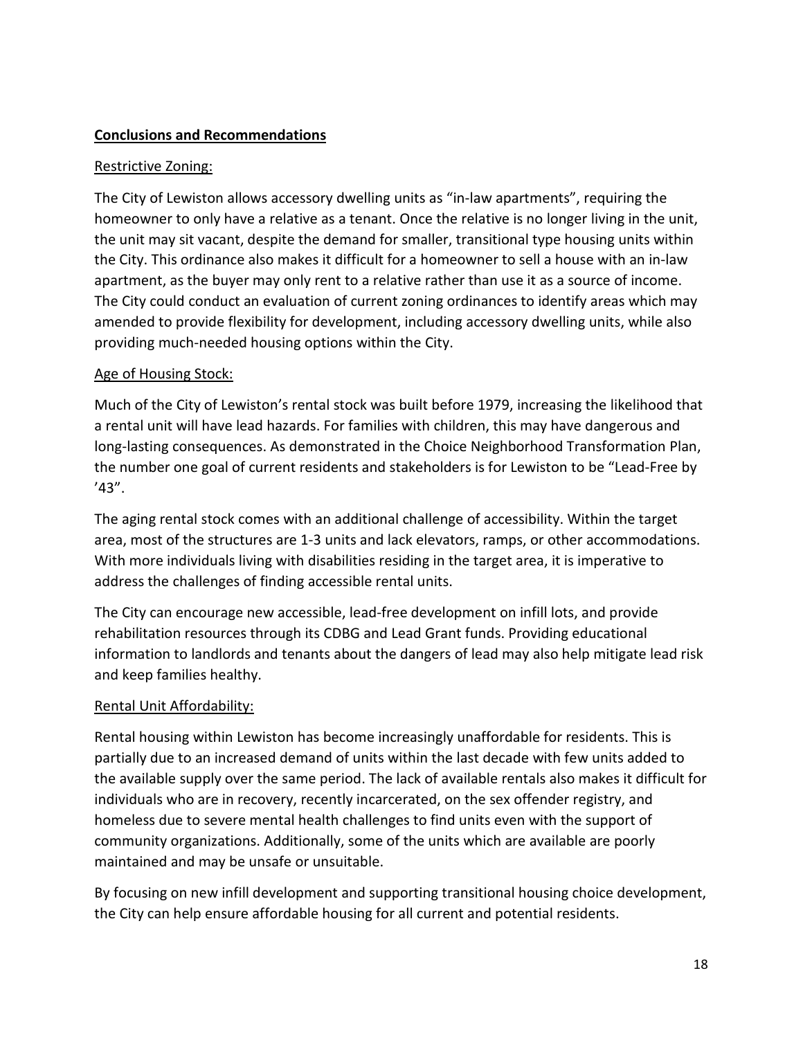**Conclusions and Recommendations**

Restrictive Zoning:

The City of Lewiston allows accessory dwelling units as "in-law apartments", requiring the homeowner to only have a relative as a tenant. Once the relative is no longer living in the unit, the unit may sit vacant, despite the demand for smaller, transitional type housing units within the City. This ordinance also makes it difficult for a homeowner to sell a house with an in-law apartment, as the buyer may only rent to a relative rather than use it as a source of income. The City could conduct an evaluation of current zoning ordinances to identify areas which may amended to provide flexibility for development, including accessory dwelling units, while also providing much-needed housing options within the City.

Age of Housing Stock:

Much of the City of Lewiston's rental stock was built before 1979, increasing the likelihood that a rental unit will have lead hazards. For families with children, this may have dangerous and long-lasting consequences. As demonstrated in the Choice Neighborhood Transformation Plan, the number one goal of current residents and stakeholders is for Lewiston to be "Lead-Free by '43".

The aging rental stock comes with an additional challenge of accessibility. Within the target area, most of the structures are 1-3 units and lack elevators, ramps, or other accommodations. With more individuals living with disabilities residing in the target area, it is imperative to address the challenges of finding accessible rental units.

The City can encourage new accessible, lead-free development on infill lots, and provide rehabilitation resources through its CDBG and Lead Grant funds. Providing educational information to landlords and tenants about the dangers of lead may also help mitigate lead risk and keep families healthy.

Rental Unit Affordability:

Rental housing within Lewiston has become increasingly unaffordable for residents. This is partially due to an increased demand of units within the last decade with few units added to the available supply over the same period. The lack of available rentals also makes it difficult for individuals who are in recovery, recently incarcerated, on the sex offender registry, and homeless due to severe mental health challenges to find units even with the support of community organizations. Additionally, some of the units which are available are poorly maintained and may be unsafe or unsuitable.

By focusing on new infill development and supporting transitional housing choice development, the City can help ensure affordable housing for all current and potential residents.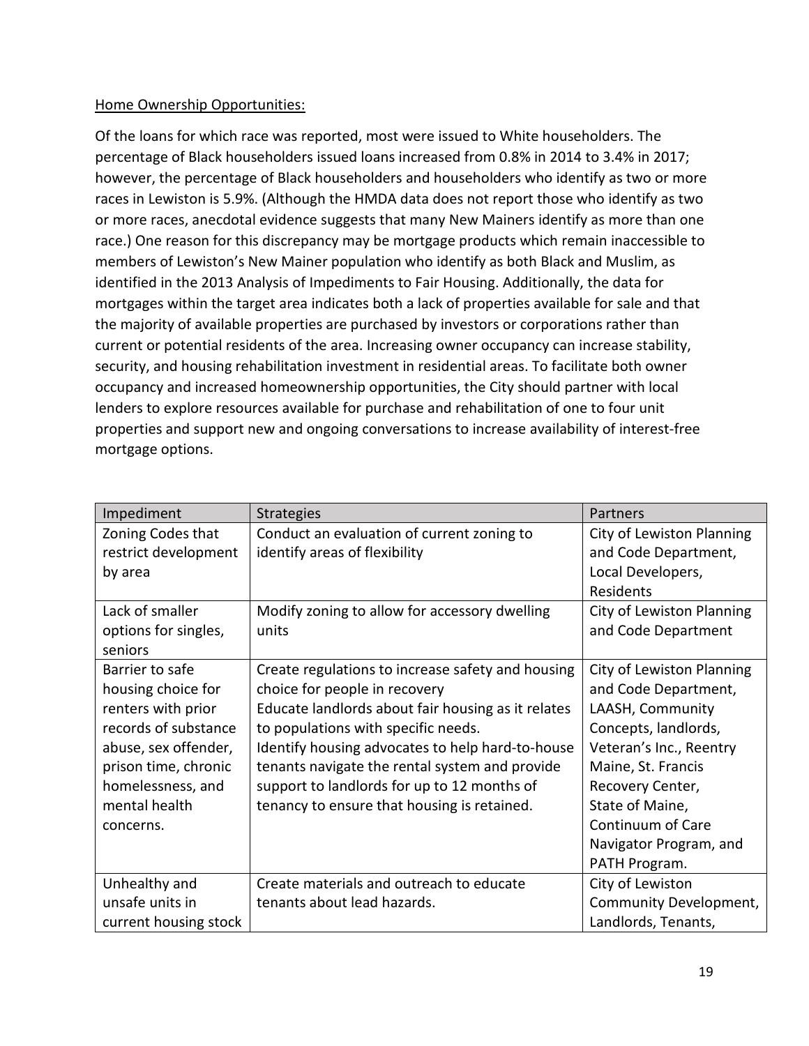Home Ownership Opportunities:

Of the loans for which race was reported, most were issued to White householders. The percentage of Black householders issued loans increased from 0.8% in 2014 to 3.4% in 2017; however, the percentage of Black householders and householders who identify as two or more races in Lewiston is 5.9%. (Although the HMDA data does not report those who identify as two or more races, anecdotal evidence suggests that many New Mainers identify as more than one race.) One reason for this discrepancy may be mortgage products which remain inaccessible to members of Lewiston's New Mainer population who identify as both Black and Muslim, as identified in the 2013 Analysis of Impediments to Fair Housing. Additionally, the data for mortgages within the target area indicates both a lack of properties available for sale and that the majority of available properties are purchased by investors or corporations rather than current or potential residents of the area. Increasing owner occupancy can increase stability, security, and housing rehabilitation investment in residential areas. To facilitate both owner occupancy and increased homeownership opportunities, the City should partner with local lenders to explore resources available for purchase and rehabilitation of one to four unit properties and support new and ongoing conversations to increase availability of interest-free mortgage options.

| Impediment | Strategies | Partners |
|---|---|---|
| Zoning Codes that restrict development by area | Conduct an evaluation of current zoning to identify areas of flexibility | City of Lewiston Planning and Code Department, Local Developers, Residents |
| Lack of smaller options for singles, seniors | Modify zoning to allow for accessory dwelling units | City of Lewiston Planning and Code Department |
| Barrier to safe housing choice for renters with prior records of substance abuse, sex offender, prison time, chronic homelessness, and mental health concerns. | Create regulations to increase safety and housing choice for people in recovery<br>Educate landlords about fair housing as it relates to populations with specific needs.<br>Identify housing advocates to help hard-to-house tenants navigate the rental system and provide support to landlords for up to 12 months of tenancy to ensure that housing is retained. | City of Lewiston Planning and Code Department, LAASH, Community Concepts, landlords, Veteran's Inc., Reentry Maine, St. Francis Recovery Center, State of Maine, Continuum of Care Navigator Program, and PATH Program. |
| Unhealthy and unsafe units in current housing stock | Create materials and outreach to educate tenants about lead hazards. | City of Lewiston Community Development, Landlords, Tenants, |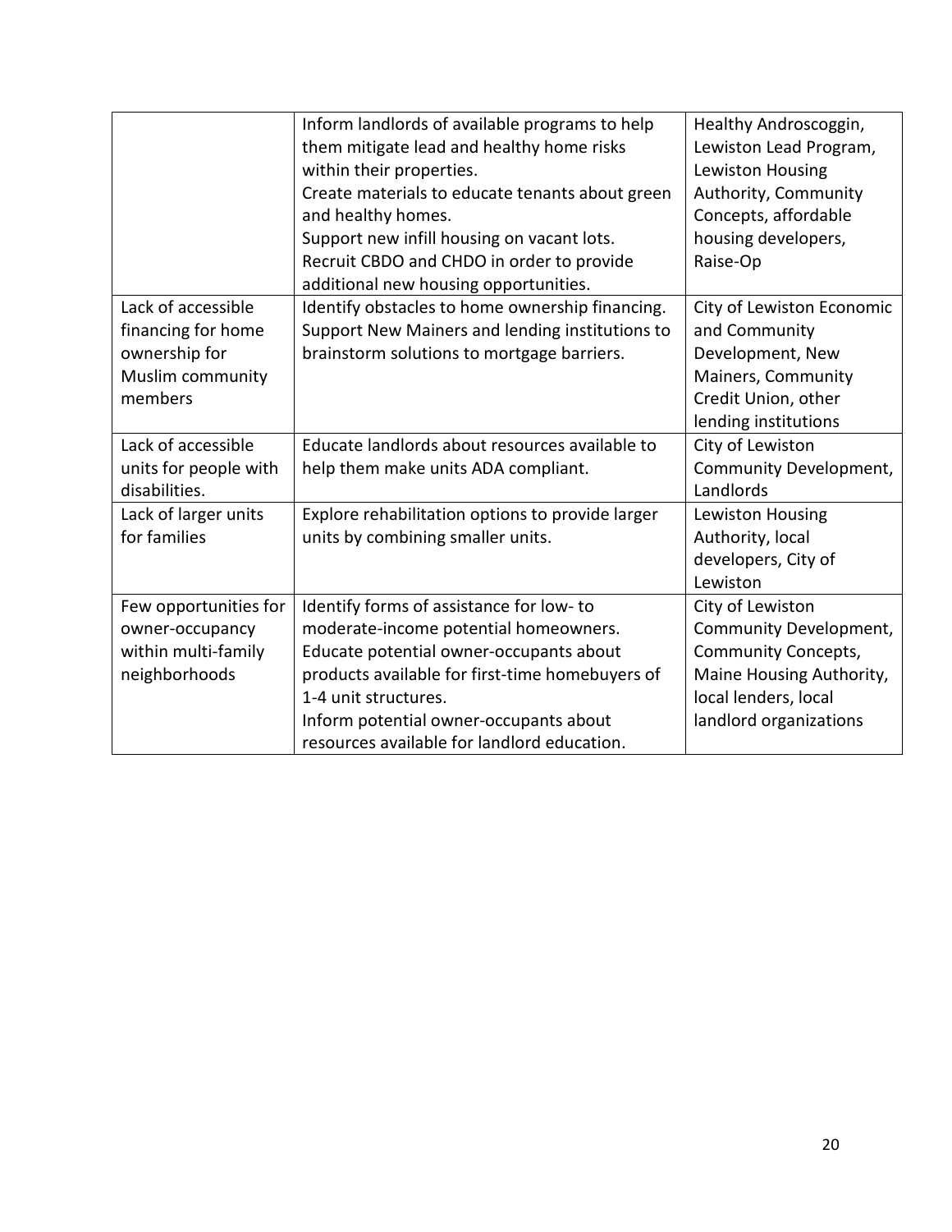| | | |
|---|---|---|
| | Inform landlords of available programs to help them mitigate lead and healthy home risks within their properties.<br>Create materials to educate tenants about green and healthy homes.<br>Support new infill housing on vacant lots.<br>Recruit CBDO and CHDO in order to provide additional new housing opportunities. | Healthy Androscoggin, Lewiston Lead Program, Lewiston Housing Authority, Community Concepts, affordable housing developers, Raise-Op |
| Lack of accessible financing for home ownership for Muslim community members | Identify obstacles to home ownership financing. Support New Mainers and lending institutions to brainstorm solutions to mortgage barriers. | City of Lewiston Economic and Community Development, New Mainers, Community Credit Union, other lending institutions |
| Lack of accessible units for people with disabilities. | Educate landlords about resources available to help them make units ADA compliant. | City of Lewiston Community Development, Landlords |
| Lack of larger units for families | Explore rehabilitation options to provide larger units by combining smaller units. | Lewiston Housing Authority, local developers, City of Lewiston |
| Few opportunities for owner-occupancy within multi-family neighborhoods | Identify forms of assistance for low- to moderate-income potential homeowners.<br>Educate potential owner-occupants about products available for first-time homebuyers of 1-4 unit structures.<br>Inform potential owner-occupants about resources available for landlord education. | City of Lewiston Community Development, Community Concepts, Maine Housing Authority, local lenders, local landlord organizations |